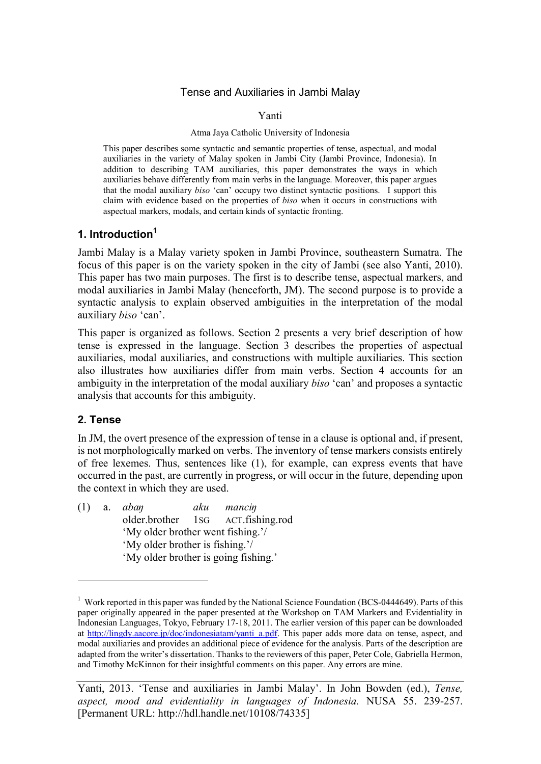# Tense and Auxiliaries in Jambi Malay

Yanti

Atma Jaya Catholic University of Indonesia

This paper describes some syntactic and semantic properties of tense, aspectual, and modal auxiliaries in the variety of Malay spoken in Jambi City (Jambi Province, Indonesia). In addition to describing TAM auxiliaries, this paper demonstrates the ways in which auxiliaries behave differently from main verbs in the language. Moreover, this paper argues that the modal auxiliary *biso* 'can' occupy two distinct syntactic positions. I support this claim with evidence based on the properties of *biso* when it occurs in constructions with aspectual markers, modals, and certain kinds of syntactic fronting.

## 1. Introduction[1]

Jambi Malay is a Malay variety spoken in Jambi Province, southeastern Sumatra. The focus of this paper is on the variety spoken in the city of Jambi (see also Yanti, 2010). This paper has two main purposes. The first is to describe tense, aspectual markers, and modal auxiliaries in Jambi Malay (henceforth, JM). The second purpose is to provide a syntactic analysis to explain observed ambiguities in the interpretation of the modal auxiliary *biso* 'can'.

This paper is organized as follows. Section 2 presents a very brief description of how tense is expressed in the language. Section 3 describes the properties of aspectual auxiliaries, modal auxiliaries, and constructions with multiple auxiliaries. This section also illustrates how auxiliaries differ from main verbs. Section 4 accounts for an ambiguity in the interpretation of the modal auxiliary *biso* 'can' and proposes a syntactic analysis that accounts for this ambiguity.

## 2. Tense

In JM, the overt presence of the expression of tense in a clause is optional and, if present, is not morphologically marked on verbs. The inventory of tense markers consists entirely of free lexemes. Thus, sentences like (1), for example, can express events that have occurred in the past, are currently in progress, or will occur in the future, depending upon the context in which they are used.

(1) a. *abaŋ* *aku* *manciŋ*
older.brother 1SG ACT.fishing.rod
'My older brother went fishing.'/
'My older brother is fishing.'/
'My older brother is going fishing.'

---

[1] Work reported in this paper was funded by the National Science Foundation (BCS-0444649). Parts of this paper originally appeared in the paper presented at the Workshop on TAM Markers and Evidentiality in Indonesian Languages, Tokyo, February 17-18, 2011. The earlier version of this paper can be downloaded at http://lingdy.aacore.jp/doc/indonesiatam/yanti_a.pdf. This paper adds more data on tense, aspect, and modal auxiliaries and provides an additional piece of evidence for the analysis. Parts of the description are adapted from the writer's dissertation. Thanks to the reviewers of this paper, Peter Cole, Gabriella Hermon, and Timothy McKinnon for their insightful comments on this paper. Any errors are mine.

Yanti, 2013. 'Tense and auxiliaries in Jambi Malay'. In John Bowden (ed.), *Tense, aspect, mood and evidentiality in languages of Indonesia.* NUSA 55. 239-257. [Permanent URL: http://hdl.handle.net/10108/74335]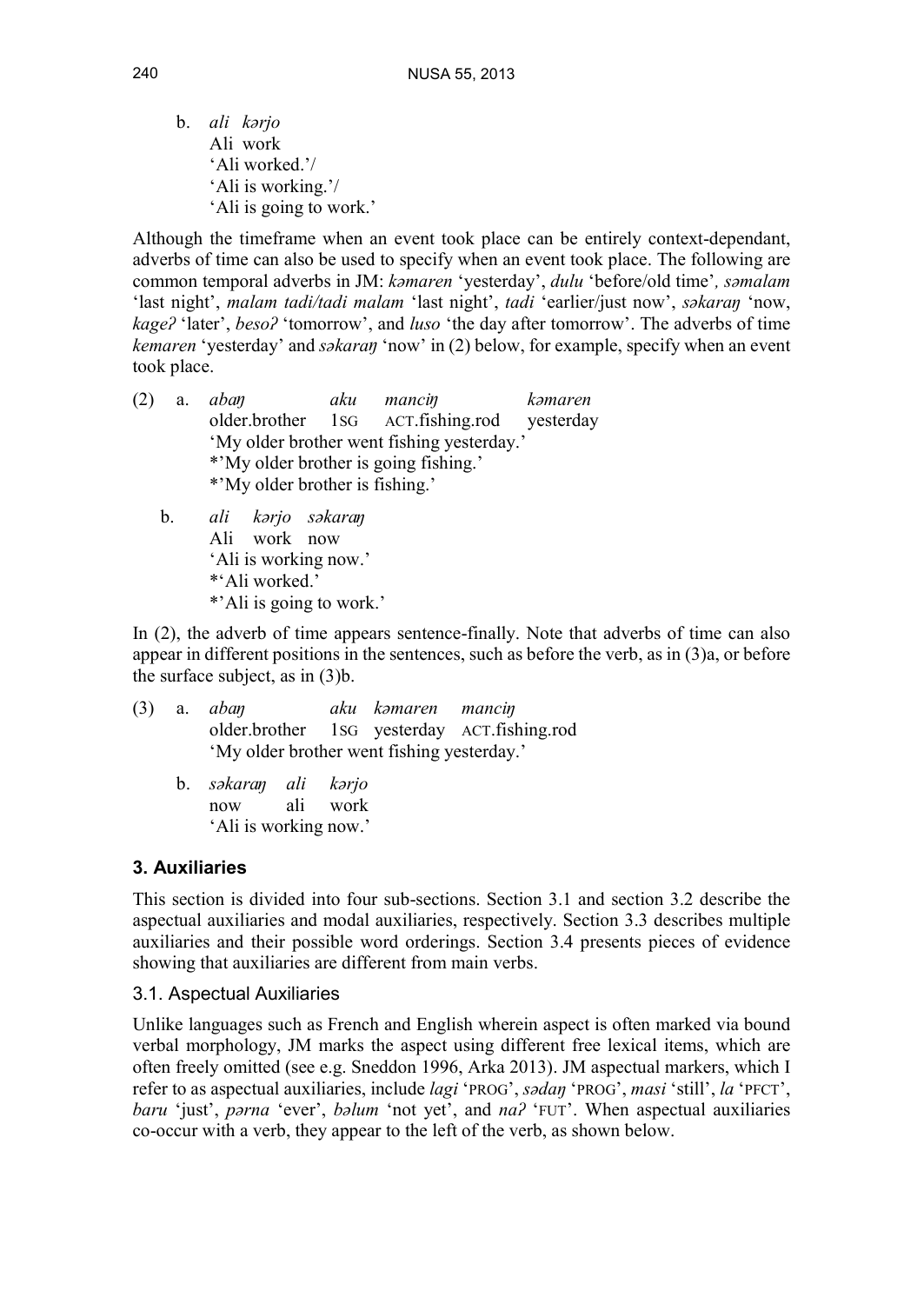b. *ali kərjo*
   Ali work
   'Ali worked.'/
   'Ali is working.'/
   'Ali is going to work.'

Although the timeframe when an event took place can be entirely context-dependant, adverbs of time can also be used to specify when an event took place. The following are common temporal adverbs in JM: *kəmaren* 'yesterday', *dulu* 'before/old time'*, səmalam* 'last night', *malam tadi/tadi malam* 'last night', *tadi* 'earlier/just now', *səkaraŋ* 'now, *kageʔ* 'later', *besoʔ* 'tomorrow', and *luso* 'the day after tomorrow'. The adverbs of time *kemaren* 'yesterday' and *səkaraŋ* 'now' in (2) below, for example, specify when an event took place.

(2) a. *abaŋ aku manciŋ kəmaren*
   older.brother 1SG ACT.fishing.rod yesterday
   'My older brother went fishing yesterday.'
   *'My older brother is going fishing.'
   *'My older brother is fishing.'

b. *ali kərjo səkaraŋ*
   Ali work now
   'Ali is working now.'
   *'Ali worked.'
   *'Ali is going to work.'

In (2), the adverb of time appears sentence-finally. Note that adverbs of time can also appear in different positions in the sentences, such as before the verb, as in (3)a, or before the surface subject, as in (3)b.

(3) a. *abaŋ aku kəmaren manciŋ*
   older.brother 1SG yesterday ACT.fishing.rod
   'My older brother went fishing yesterday.'

b. *səkaraŋ ali kərjo*
   now ali work
   'Ali is working now.'

## 3. Auxiliaries

This section is divided into four sub-sections. Section 3.1 and section 3.2 describe the aspectual auxiliaries and modal auxiliaries, respectively. Section 3.3 describes multiple auxiliaries and their possible word orderings. Section 3.4 presents pieces of evidence showing that auxiliaries are different from main verbs.

### 3.1. Aspectual Auxiliaries

Unlike languages such as French and English wherein aspect is often marked via bound verbal morphology, JM marks the aspect using different free lexical items, which are often freely omitted (see e.g. Sneddon 1996, Arka 2013). JM aspectual markers, which I refer to as aspectual auxiliaries, include *lagi* 'PROG', *sədaŋ* 'PROG', *masi* 'still', *la* 'PFCT', *baru* 'just', *pərna* 'ever', *bəlum* 'not yet', and *naʔ* 'FUT'. When aspectual auxiliaries co-occur with a verb, they appear to the left of the verb, as shown below.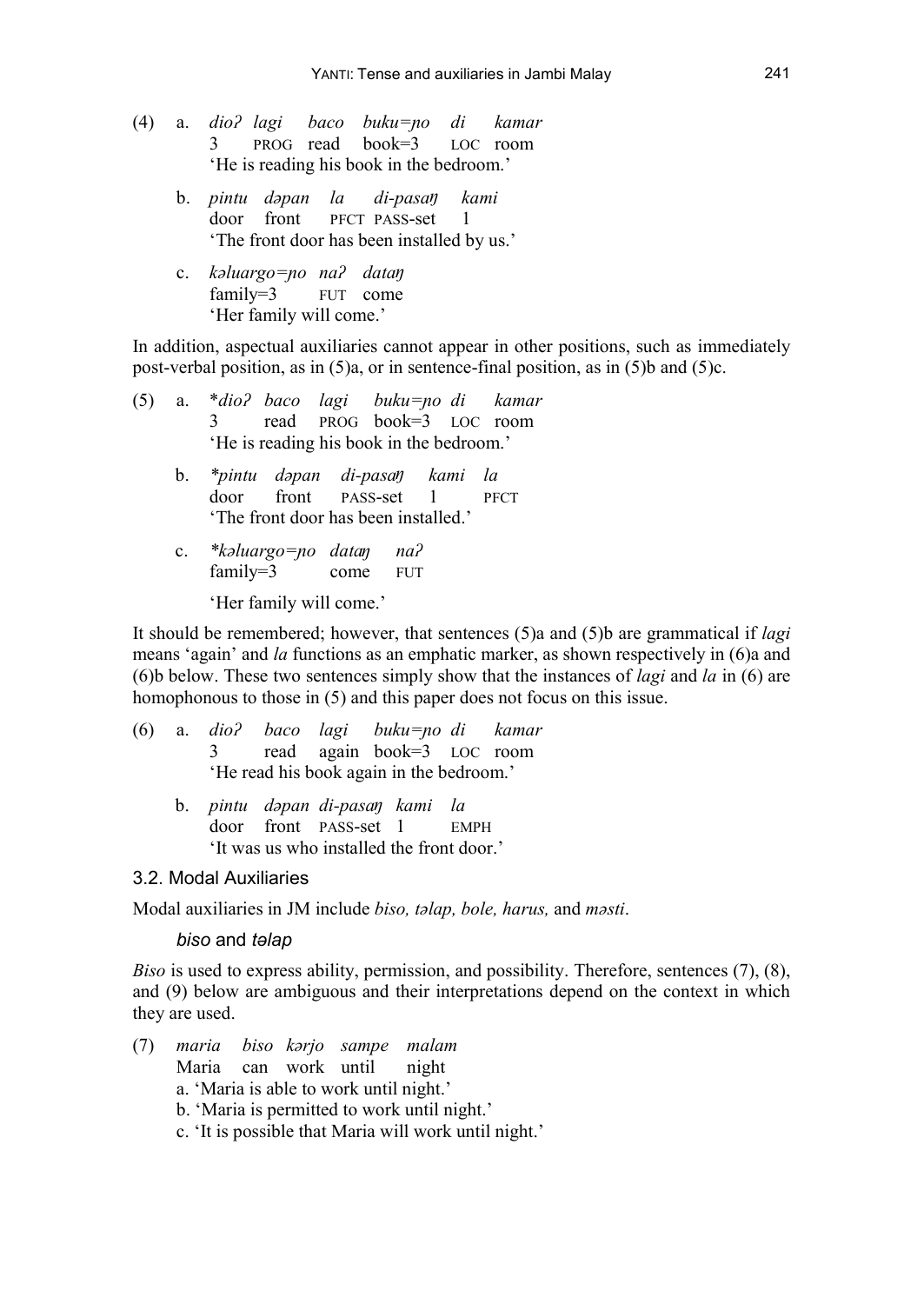(4) a. *dioʔ lagi baco buku=ɲo di kamar*
3 PROG read book=3 LOC room
'He is reading his book in the bedroom.'

b. *pintu dəpan la di-pasaŋ kami*
door front PFCT PASS-set 1
'The front door has been installed by us.'

c. *kəluargo=ɲo naʔ dataŋ*
family=3 FUT come
'Her family will come.'

In addition, aspectual auxiliaries cannot appear in other positions, such as immediately post-verbal position, as in (5)a, or in sentence-final position, as in (5)b and (5)c.

(5) a. \**dioʔ baco lagi buku=ɲo di kamar*
3 read PROG book=3 LOC room
'He is reading his book in the bedroom.'

b. \**pintu dəpan di-pasaŋ kami la*
door front PASS-set 1 PFCT
'The front door has been installed.'

c. \**kəluargo=ɲo dataŋ naʔ*
family=3 come FUT
'Her family will come.'

It should be remembered; however, that sentences (5)a and (5)b are grammatical if *lagi* means 'again' and *la* functions as an emphatic marker, as shown respectively in (6)a and (6)b below. These two sentences simply show that the instances of *lagi* and *la* in (6) are homophonous to those in (5) and this paper does not focus on this issue.

(6) a. *dioʔ baco lagi buku=ɲo di kamar*
3 read again book=3 LOC room
'He read his book again in the bedroom.'

b. *pintu dəpan di-pasaŋ kami la*
door front PASS-set 1 EMPH
'It was us who installed the front door.'

## 3.2. Modal Auxiliaries

Modal auxiliaries in JM include *biso, təlap, bole, harus,* and *məsti*.

### *biso* and *təlap*

*Biso* is used to express ability, permission, and possibility. Therefore, sentences (7), (8), and (9) below are ambiguous and their interpretations depend on the context in which they are used.

(7) *maria biso kərjo sampe malam*
Maria can work until night
a. 'Maria is able to work until night.'
b. 'Maria is permitted to work until night.'
c. 'It is possible that Maria will work until night.'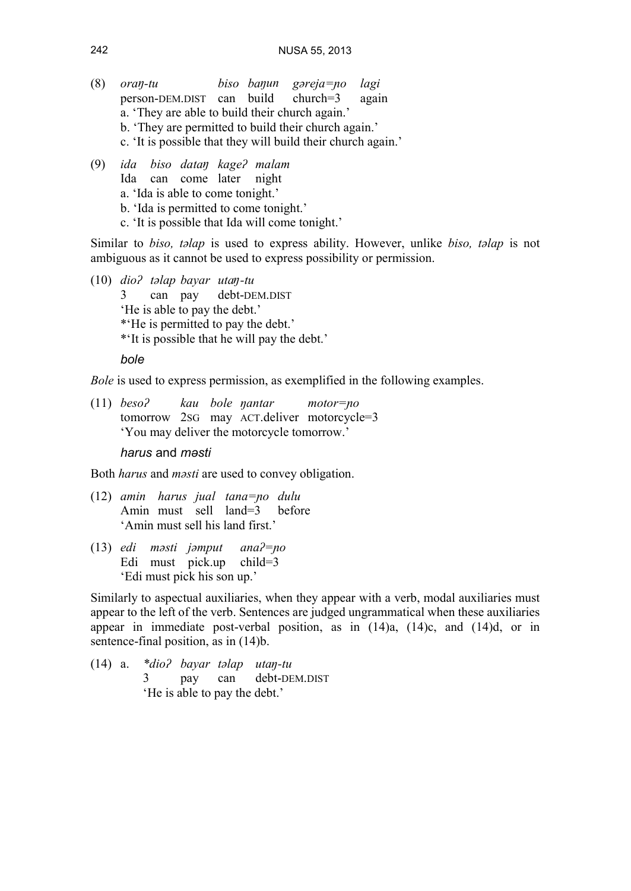(8) *oraŋ-tu* *biso* *baŋun* *gəreja=ɲo* *lagi*
person-DEM.DIST can build church=3 again
a. 'They are able to build their church again.'
b. 'They are permitted to build their church again.'
c. 'It is possible that they will build their church again.'

(9) *ida* *biso* *dataŋ* *kageʔ* *malam*
Ida can come later night
a. 'Ida is able to come tonight.'
b. 'Ida is permitted to come tonight.'
c. 'It is possible that Ida will come tonight.'

Similar to *biso, təlap* is used to express ability. However, unlike *biso, təlap* is not ambiguous as it cannot be used to express possibility or permission.

(10) *dioʔ* *təlap* *bayar* *utaŋ-tu*
3 can pay debt-DEM.DIST
'He is able to pay the debt.'
*'He is permitted to pay the debt.'
*'It is possible that he will pay the debt.'

*bole*

*Bole* is used to express permission, as exemplified in the following examples.

(11) *besoʔ* *kau* *bole* *ŋantar* *motor=ɲo*
tomorrow 2SG may ACT.deliver motorcycle=3
'You may deliver the motorcycle tomorrow.'

*harus* and *məsti*

Both *harus* and *məsti* are used to convey obligation.

(12) *amin* *harus* *jual* *tana=ɲo* *dulu*
Amin must sell land=3 before
'Amin must sell his land first.'

(13) *edi* *məsti* *jəmput* *anaʔ=ɲo*
Edi must pick.up child=3
'Edi must pick his son up.'

Similarly to aspectual auxiliaries, when they appear with a verb, modal auxiliaries must appear to the left of the verb. Sentences are judged ungrammatical when these auxiliaries appear in immediate post-verbal position, as in (14)a, (14)c, and (14)d, or in sentence-final position, as in (14)b.

(14) a. **dioʔ* *bayar* *təlap* *utaŋ-tu*
3 pay can debt-DEM.DIST
'He is able to pay the debt.'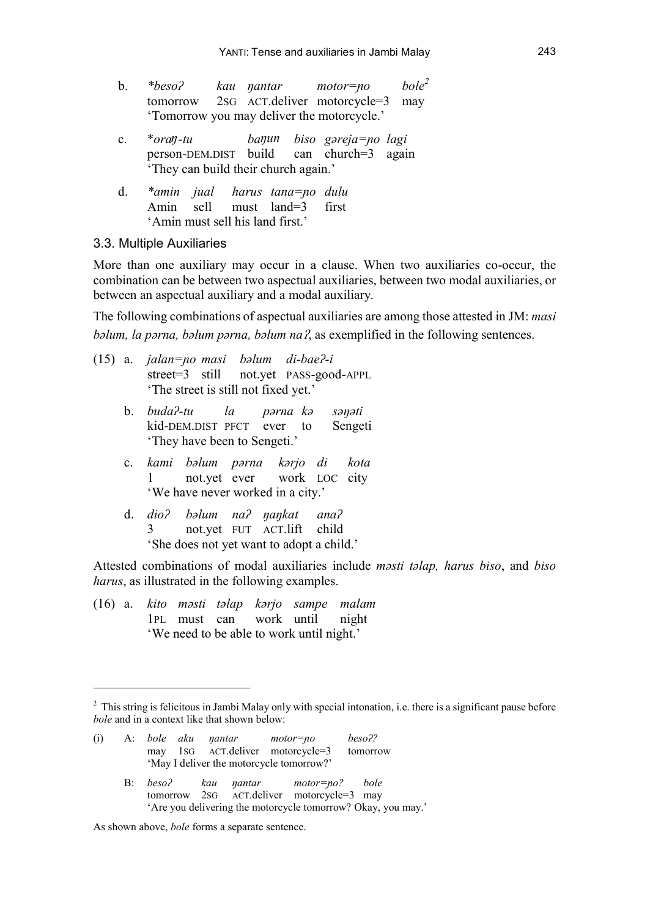b. *\*besoʔ kau ɲantar motor=ɲo bole*[2]
   tomorrow 2SG ACT.deliver motorcycle=3 may
   'Tomorrow you may deliver the motorcycle.'

c. \**oraŋ-tu baŋun biso gəreja=ɲo lagi*
   person-DEM.DIST build can church=3 again
   'They can build their church again.'

d. *\*amin jual harus tana=ɲo dulu*
   Amin sell must land=3 first
   'Amin must sell his land first.'

### 3.3. Multiple Auxiliaries

More than one auxiliary may occur in a clause. When two auxiliaries co-occur, the combination can be between two aspectual auxiliaries, between two modal auxiliaries, or between an aspectual auxiliary and a modal auxiliary.

The following combinations of aspectual auxiliaries are among those attested in JM: *masi bəlum, la pərna, bəlum pərna, bəlum naʔ*, as exemplified in the following sentences.

(15) a. *jalan=ɲo masi bəlum di-baeʔ-i*
   street=3 still not.yet PASS-good-APPL
   'The street is still not fixed yet.'

b. *budaʔ-tu la pərna kə səŋəti*
   kid-DEM.DIST PFCT ever to Sengeti
   'They have been to Sengeti.'

c. *kami bəlum pərna kərjo di kota*
   1 not.yet ever work LOC city
   'We have never worked in a city.'

d. *dioʔ bəlum naʔ ŋaŋkat anaʔ*
   3 not.yet FUT ACT.lift child
   'She does not yet want to adopt a child.'

Attested combinations of modal auxiliaries include *məsti təlap, harus biso*, and *biso harus*, as illustrated in the following examples.

(16) a. *kito məsti təlap kərjo sampe malam*
   1PL must can work until night
   'We need to be able to work until night.'

---

[2] This string is felicitous in Jambi Malay only with special intonation, i.e. there is a significant pause before *bole* and in a context like that shown below:

(i) A: *bole aku ɲantar motor=ɲo besoʔ?*
   may 1SG ACT.deliver motorcycle=3 tomorrow
   'May I deliver the motorcycle tomorrow?'

B: *besoʔ kau ɲantar motor=ɲo? bole*
   tomorrow 2SG ACT.deliver motorcycle=3 may
   'Are you delivering the motorcycle tomorrow? Okay, you may.'

As shown above, *bole* forms a separate sentence.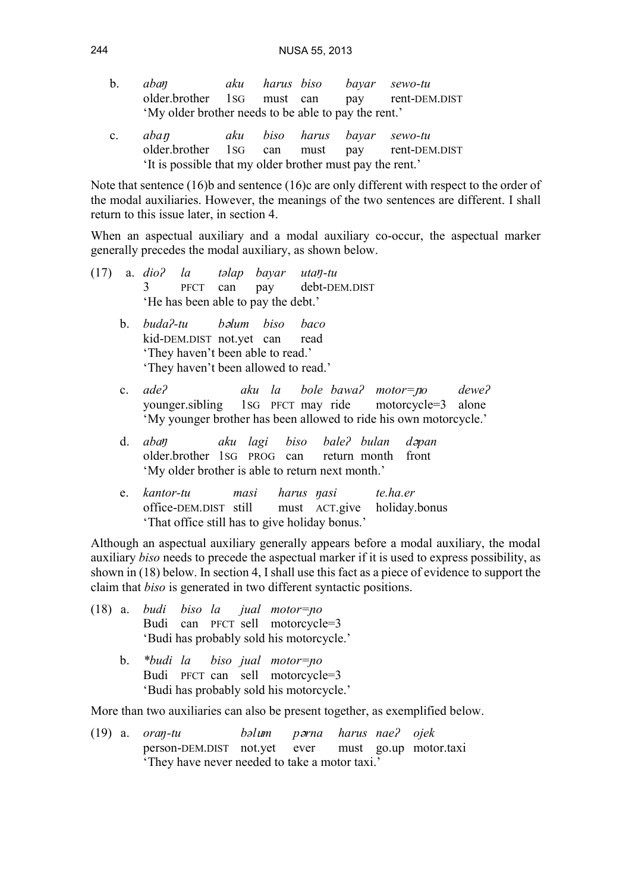b. *abaŋ aku harus biso bayar sewo-tu*
   older.brother 1SG must can pay rent-DEM.DIST
   'My older brother needs to be able to pay the rent.'

c. *abaŋ aku biso harus bayar sewo-tu*
   older.brother 1SG can must pay rent-DEM.DIST
   'It is possible that my older brother must pay the rent.'

Note that sentence (16)b and sentence (16)c are only different with respect to the order of the modal auxiliaries. However, the meanings of the two sentences are different. I shall return to this issue later, in section 4.

When an aspectual auxiliary and a modal auxiliary co-occur, the aspectual marker generally precedes the modal auxiliary, as shown below.

(17) a. *dioʔ la təlap bayar utaŋ-tu*
   3 PFCT can pay debt-DEM.DIST
   'He has been able to pay the debt.'

b. *budaʔ-tu bəlum biso baco*
   kid-DEM.DIST not.yet can read
   'They haven't been able to read.'
   'They haven't been allowed to read.'

c. *adeʔ aku la bole bawaʔ motor=ɲo deweʔ*
   younger.sibling 1SG PFCT may ride motorcycle=3 alone
   'My younger brother has been allowed to ride his own motorcycle.'

d. *abaŋ aku lagi biso baleʔ bulan dəpan*
   older.brother 1SG PROG can return month front
   'My older brother is able to return next month.'

e. *kantor-tu masi harus ŋasi te.ha.er*
   office-DEM.DIST still must ACT.give holiday.bonus
   'That office still has to give holiday bonus.'

Although an aspectual auxiliary generally appears before a modal auxiliary, the modal auxiliary *biso* needs to precede the aspectual marker if it is used to express possibility, as shown in (18) below. In section 4, I shall use this fact as a piece of evidence to support the claim that *biso* is generated in two different syntactic positions.

(18) a. *budi biso la jual motor=ɲo*
   Budi can PFCT sell motorcycle=3
   'Budi has probably sold his motorcycle.'

b. *\*budi la biso jual motor=ɲo*
   Budi PFCT can sell motorcycle=3
   'Budi has probably sold his motorcycle.'

More than two auxiliaries can also be present together, as exemplified below.

(19) a. *oraŋ-tu bəlum pərna harus naeʔ ojek*
   person-DEM.DIST not.yet ever must go.up motor.taxi
   'They have never needed to take a motor taxi.'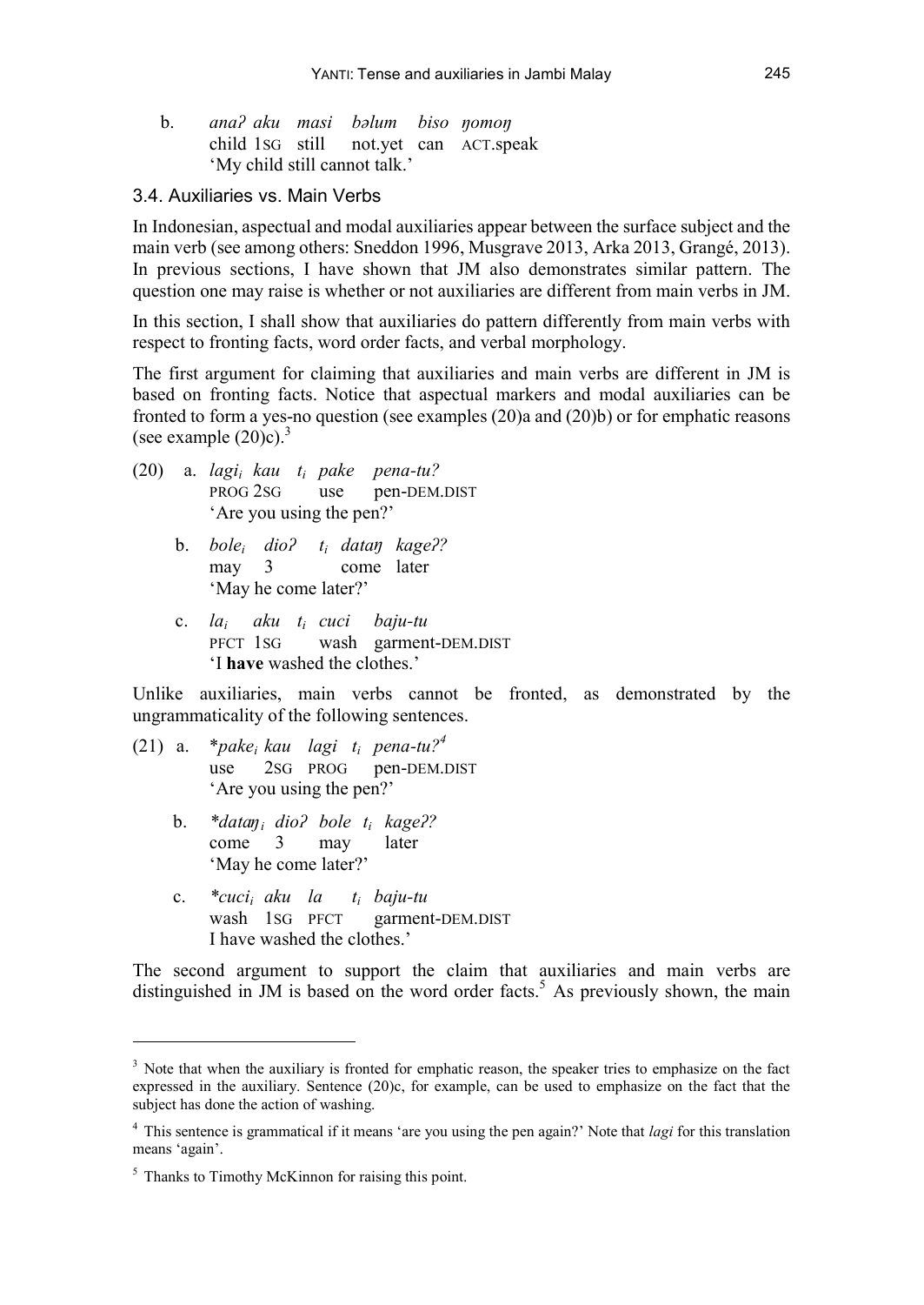b. *anaʔ aku masi bəlum biso ŋomoŋ*
   child 1SG still not.yet can ACT.speak
   'My child still cannot talk.'

### 3.4. Auxiliaries vs. Main Verbs

In Indonesian, aspectual and modal auxiliaries appear between the surface subject and the main verb (see among others: Sneddon 1996, Musgrave 2013, Arka 2013, Grangé, 2013). In previous sections, I have shown that JM also demonstrates similar pattern. The question one may raise is whether or not auxiliaries are different from main verbs in JM.

In this section, I shall show that auxiliaries do pattern differently from main verbs with respect to fronting facts, word order facts, and verbal morphology.

The first argument for claiming that auxiliaries and main verbs are different in JM is based on fronting facts. Notice that aspectual markers and modal auxiliaries can be fronted to form a yes-no question (see examples (20)a and (20)b) or for emphatic reasons (see example (20)c).[3]

(20) a. *lagi$_i$ kau t$_i$ pake pena-tu?*
   PROG 2SG use pen-DEM.DIST
   'Are you using the pen?'

   b. *bole$_i$ dioʔ t$_i$ dataŋ kageʔ?*
   may 3 come later
   'May he come later?'

   c. *la$_i$ aku t$_i$ cuci baju-tu*
   PFCT 1SG wash garment-DEM.DIST
   'I **have** washed the clothes.'

Unlike auxiliaries, main verbs cannot be fronted, as demonstrated by the ungrammaticality of the following sentences.

(21) a. **pake$_i$ kau lagi t$_i$ pena-tu?*[4]
   use 2SG PROG pen-DEM.DIST
   'Are you using the pen?'

   b. **dataŋ$_i$ dioʔ bole t$_i$ kageʔ?*
   come 3 may later
   'May he come later?'

   c. **cuci$_i$ aku la t$_i$ baju-tu*
   wash 1SG PFCT garment-DEM.DIST
   I have washed the clothes.'

The second argument to support the claim that auxiliaries and main verbs are distinguished in JM is based on the word order facts.[5] As previously shown, the main

---

[3] Note that when the auxiliary is fronted for emphatic reason, the speaker tries to emphasize on the fact expressed in the auxiliary. Sentence (20)c, for example, can be used to emphasize on the fact that the subject has done the action of washing.

[4] This sentence is grammatical if it means 'are you using the pen again?' Note that *lagi* for this translation means 'again'.

[5] Thanks to Timothy McKinnon for raising this point.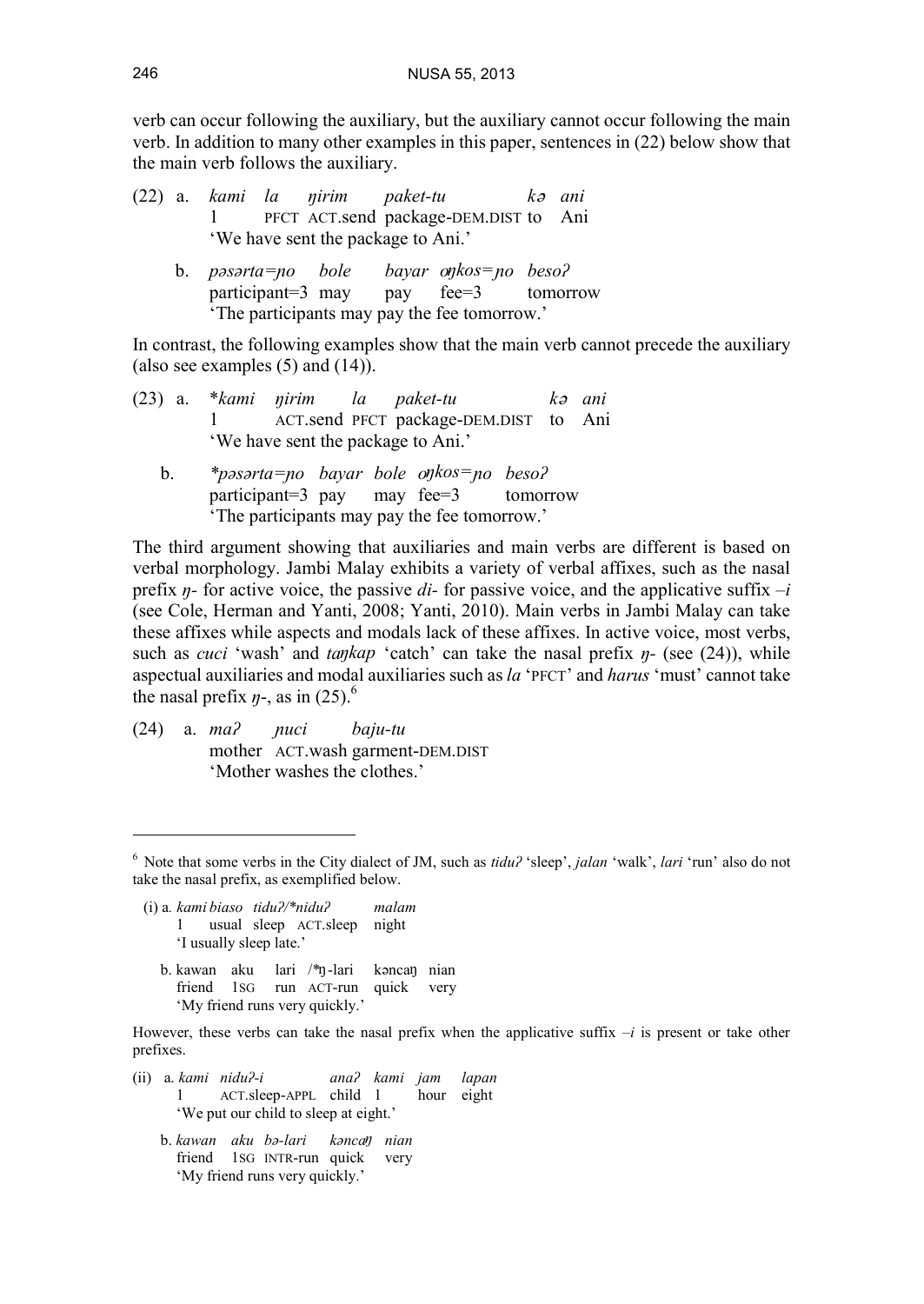verb can occur following the auxiliary, but the auxiliary cannot occur following the main verb. In addition to many other examples in this paper, sentences in (22) below show that the main verb follows the auxiliary.

(22) a. *kami la ŋirim paket-tu kə ani*
1 PFCT ACT.send package-DEM.DIST to Ani
'We have sent the package to Ani.'

b. *pəsərta=ɲo bole bayar oŋkos=ɲo besoʔ*
participant=3 may pay fee=3 tomorrow
'The participants may pay the fee tomorrow.'

In contrast, the following examples show that the main verb cannot precede the auxiliary (also see examples (5) and (14)).

(23) a. \**kami ŋirim la paket-tu kə ani*
1 ACT.send PFCT package-DEM.DIST to Ani
'We have sent the package to Ani.'

b. \**pəsərta=ɲo bayar bole oŋkos=ɲo besoʔ*
participant=3 pay may fee=3 tomorrow
'The participants may pay the fee tomorrow.'

The third argument showing that auxiliaries and main verbs are different is based on verbal morphology. Jambi Malay exhibits a variety of verbal affixes, such as the nasal prefix *ŋ-* for active voice, the passive *di-* for passive voice, and the applicative suffix *–i* (see Cole, Herman and Yanti, 2008; Yanti, 2010). Main verbs in Jambi Malay can take these affixes while aspects and modals lack of these affixes. In active voice, most verbs, such as *cuci* 'wash' and *taŋkap* 'catch' can take the nasal prefix *ŋ-* (see (24)), while aspectual auxiliaries and modal auxiliaries such as *la* 'PFCT' and *harus* 'must' cannot take the nasal prefix *ŋ-*, as in (25).[6]

(24) a. *maʔ ɲuci baju-tu*
mother ACT.wash garment-DEM.DIST
'Mother washes the clothes.'

---

[6] Note that some verbs in the City dialect of JM, such as *tiduʔ* 'sleep', *jalan* 'walk', *lari* 'run' also do not take the nasal prefix, as exemplified below.

(i) a. *kami biaso tiduʔ/\*niduʔ malam*
1 usual sleep ACT.sleep night
'I usually sleep late.'

b. kawan aku lari /\*ŋ-lari kəncaŋ nian
friend 1SG run ACT-run quick very
'My friend runs very quickly.'

However, these verbs can take the nasal prefix when the applicative suffix *–i* is present or take other prefixes.

(ii) a. *kami niduʔ-i anaʔ kami jam lapan*
1 ACT.sleep-APPL child 1 hour eight
'We put our child to sleep at eight.'

b. *kawan aku bə-lari kəncaŋ nian*
friend 1SG INTR-run quick very
'My friend runs very quickly.'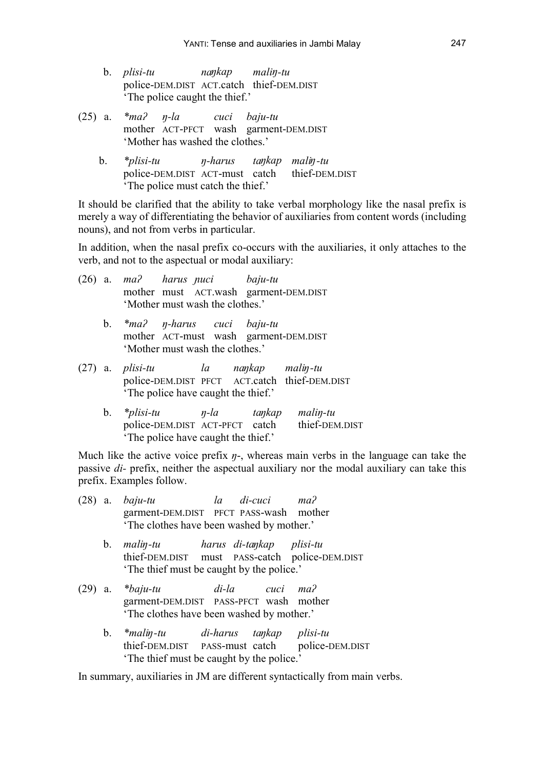b. *plisi-tu naŋkap maliŋ-tu*
police-DEM.DIST ACT.catch thief-DEM.DIST
'The police caught the thief.'

(25) a. *\*maʔ ŋ-la cuci baju-tu*
mother ACT-PFCT wash garment-DEM.DIST
'Mother has washed the clothes.'

b. *\*plisi-tu ŋ-harus taŋkap maliŋ-tu*
police-DEM.DIST ACT-must catch thief-DEM.DIST
'The police must catch the thief.'

It should be clarified that the ability to take verbal morphology like the nasal prefix is merely a way of differentiating the behavior of auxiliaries from content words (including nouns), and not from verbs in particular.

In addition, when the nasal prefix co-occurs with the auxiliaries, it only attaches to the verb, and not to the aspectual or modal auxiliary:

(26) a. *maʔ harus ɲuci baju-tu*
mother must ACT.wash garment-DEM.DIST
'Mother must wash the clothes.'

b. *\*maʔ ŋ-harus cuci baju-tu*
mother ACT-must wash garment-DEM.DIST
'Mother must wash the clothes.'

(27) a. *plisi-tu la naŋkap maliŋ-tu*
police-DEM.DIST PFCT ACT.catch thief-DEM.DIST
'The police have caught the thief.'

b. *\*plisi-tu ŋ-la taŋkap maliŋ-tu*
police-DEM.DIST ACT-PFCT catch thief-DEM.DIST
'The police have caught the thief.'

Much like the active voice prefix *ŋ-*, whereas main verbs in the language can take the passive *di-* prefix, neither the aspectual auxiliary nor the modal auxiliary can take this prefix. Examples follow.

(28) a. *baju-tu la di-cuci maʔ*
garment-DEM.DIST PFCT PASS-wash mother
'The clothes have been washed by mother.'

b. *maliŋ-tu harus di-taŋkap plisi-tu*
thief-DEM.DIST must PASS-catch police-DEM.DIST
'The thief must be caught by the police.'

(29) a. *\*baju-tu di-la cuci maʔ*
garment-DEM.DIST PASS-PFCT wash mother
'The clothes have been washed by mother.'

b. *\*maliŋ-tu di-harus taŋkap plisi-tu*
thief-DEM.DIST PASS-must catch police-DEM.DIST
'The thief must be caught by the police.'

In summary, auxiliaries in JM are different syntactically from main verbs.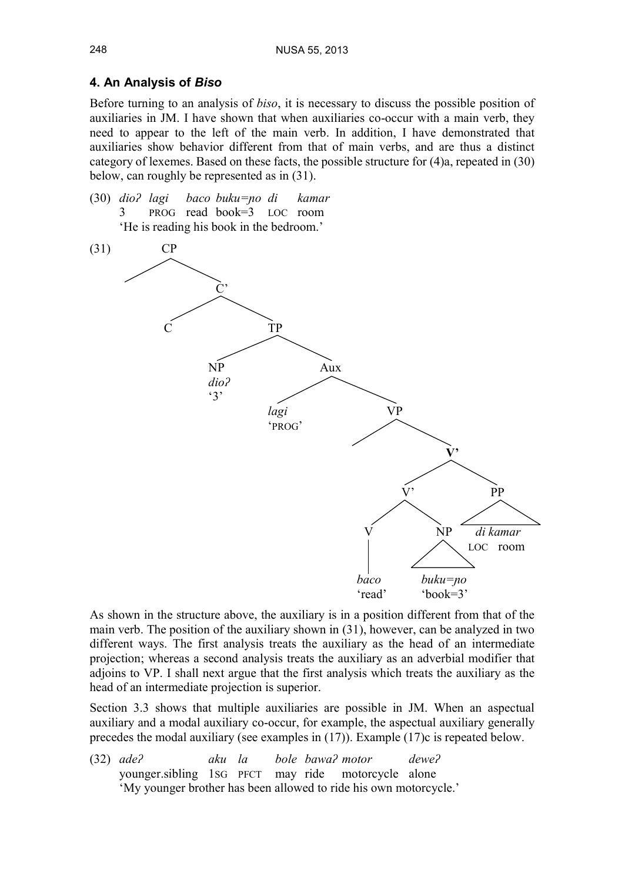## 4. An Analysis of *Biso*

Before turning to an analysis of *biso*, it is necessary to discuss the possible position of auxiliaries in JM. I have shown that when auxiliaries co-occur with a main verb, they need to appear to the left of the main verb. In addition, I have demonstrated that auxiliaries show behavior different from that of main verbs, and are thus a distinct category of lexemes. Based on these facts, the possible structure for (4)a, repeated in (30) below, can roughly be represented as in (31).

(30) *dioʔ lagi baco buku=ɲo di kamar*
3 PROG read book=3 LOC room
'He is reading his book in the bedroom.'

(31)

```
CP
├── (spec)
└── C'
    ├── C
    └── TP
        ├── NP: dioʔ '3'
        └── Aux
            ├── lagi 'PROG'
            └── VP
                ├── (spec)
                └── V'
                    ├── V'
                    │   ├── V: baco 'read'
                    │   └── NP: buku=ɲo 'book=3'
                    └── PP: di kamar (LOC room)
```

As shown in the structure above, the auxiliary is in a position different from that of the main verb. The position of the auxiliary shown in (31), however, can be analyzed in two different ways. The first analysis treats the auxiliary as the head of an intermediate projection; whereas a second analysis treats the auxiliary as an adverbial modifier that adjoins to VP. I shall next argue that the first analysis which treats the auxiliary as the head of an intermediate projection is superior.

Section 3.3 shows that multiple auxiliaries are possible in JM. When an aspectual auxiliary and a modal auxiliary co-occur, for example, the aspectual auxiliary generally precedes the modal auxiliary (see examples in (17)). Example (17)c is repeated below.

(32) *adeʔ aku la bole bawaʔ motor deweʔ*
younger.sibling 1SG PFCT may ride motorcycle alone
'My younger brother has been allowed to ride his own motorcycle.'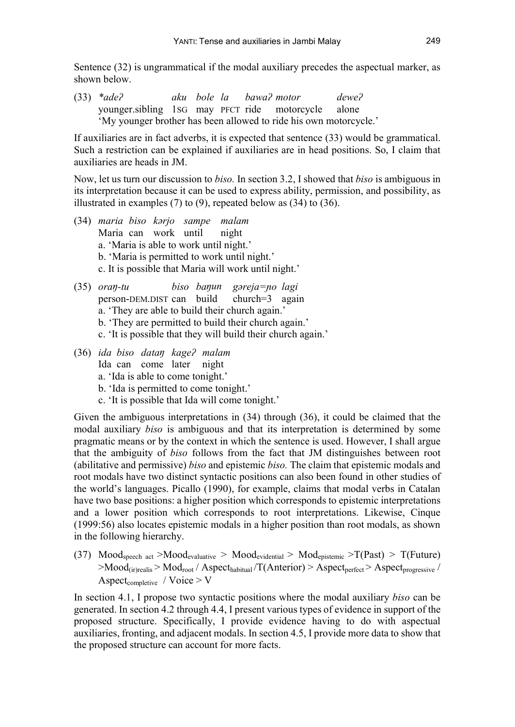Sentence (32) is ungrammatical if the modal auxiliary precedes the aspectual marker, as shown below.

(33) *\*adeʔ aku bole la bawaʔ motor deweʔ*
younger.sibling 1SG may PFCT ride motorcycle alone
'My younger brother has been allowed to ride his own motorcycle.'

If auxiliaries are in fact adverbs, it is expected that sentence (33) would be grammatical. Such a restriction can be explained if auxiliaries are in head positions. So, I claim that auxiliaries are heads in JM.

Now, let us turn our discussion to *biso.* In section 3.2, I showed that *biso* is ambiguous in its interpretation because it can be used to express ability, permission, and possibility, as illustrated in examples (7) to (9), repeated below as (34) to (36).

(34) *maria biso kərjo sampe malam*
Maria can work until night
a. 'Maria is able to work until night.'
b. 'Maria is permitted to work until night.'
c. It is possible that Maria will work until night.'

(35) *oraŋ-tu biso baŋun gəreja=ɲo lagi*
person-DEM.DIST can build church=3 again
a. 'They are able to build their church again.'
b. 'They are permitted to build their church again.'
c. 'It is possible that they will build their church again.'

(36) *ida biso dataŋ kageʔ malam*
Ida can come later night
a. 'Ida is able to come tonight.'
b. 'Ida is permitted to come tonight.'
c. 'It is possible that Ida will come tonight.'

Given the ambiguous interpretations in (34) through (36), it could be claimed that the modal auxiliary *biso* is ambiguous and that its interpretation is determined by some pragmatic means or by the context in which the sentence is used. However, I shall argue that the ambiguity of *biso* follows from the fact that JM distinguishes between root (abilitative and permissive) *biso* and epistemic *biso.* The claim that epistemic modals and root modals have two distinct syntactic positions can also been found in other studies of the world's languages. Picallo (1990), for example, claims that modal verbs in Catalan have two base positions: a higher position which corresponds to epistemic interpretations and a lower position which corresponds to root interpretations. Likewise, Cinque (1999:56) also locates epistemic modals in a higher position than root modals, as shown in the following hierarchy.

(37) $\text{Mood}_{\text{speech act}} > \text{Mood}_{\text{evaluative}} > \text{Mood}_{\text{evidential}} > \text{Mod}_{\text{epistemic}} > \text{T(Past)} > \text{T(Future)} > \text{Mood}_{\text{(ir)realis}} > \text{Mod}_{\text{root}} / \text{Aspect}_{\text{habitual}} / \text{T(Anterior)} > \text{Aspect}_{\text{perfect}} > \text{Aspect}_{\text{progressive}} / \text{Aspect}_{\text{completive}} / \text{Voice} > \text{V}$

In section 4.1, I propose two syntactic positions where the modal auxiliary *biso* can be generated. In section 4.2 through 4.4, I present various types of evidence in support of the proposed structure. Specifically, I provide evidence having to do with aspectual auxiliaries, fronting, and adjacent modals. In section 4.5, I provide more data to show that the proposed structure can account for more facts.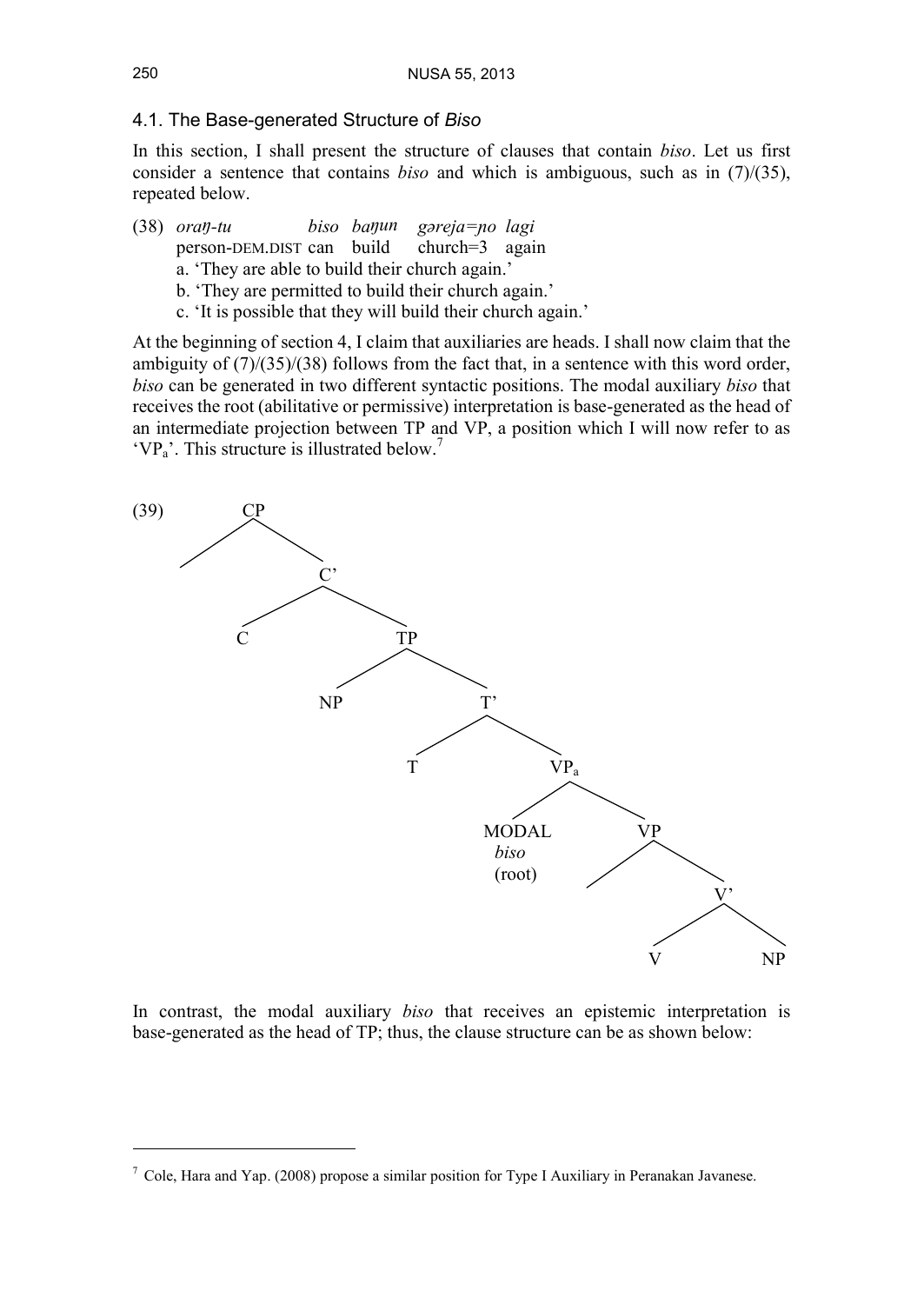### 4.1. The Base-generated Structure of *Biso*

In this section, I shall present the structure of clauses that contain *biso*. Let us first consider a sentence that contains *biso* and which is ambiguous, such as in (7)/(35), repeated below.

(38) *oraŋ-tu biso baŋun gəreja=ɲo lagi*
person-DEM.DIST can build church=3 again
a. 'They are able to build their church again.'
b. 'They are permitted to build their church again.'
c. 'It is possible that they will build their church again.'

At the beginning of section 4, I claim that auxiliaries are heads. I shall now claim that the ambiguity of (7)/(35)/(38) follows from the fact that, in a sentence with this word order, *biso* can be generated in two different syntactic positions. The modal auxiliary *biso* that receives the root (abilitative or permissive) interpretation is base-generated as the head of an intermediate projection between TP and VP, a position which I will now refer to as '$VP_a$'. This structure is illustrated below.[7]

(39)

```
CP
├── (spec)
└── C'
    ├── C
    └── TP
        ├── NP
        └── T'
            ├── T
            └── VPa
                ├── MODAL biso (root)
                └── VP
                    ├── (spec)
                    └── V'
                        ├── V
                        └── NP
```

In contrast, the modal auxiliary *biso* that receives an epistemic interpretation is base-generated as the head of TP; thus, the clause structure can be as shown below:

[7] Cole, Hara and Yap. (2008) propose a similar position for Type I Auxiliary in Peranakan Javanese.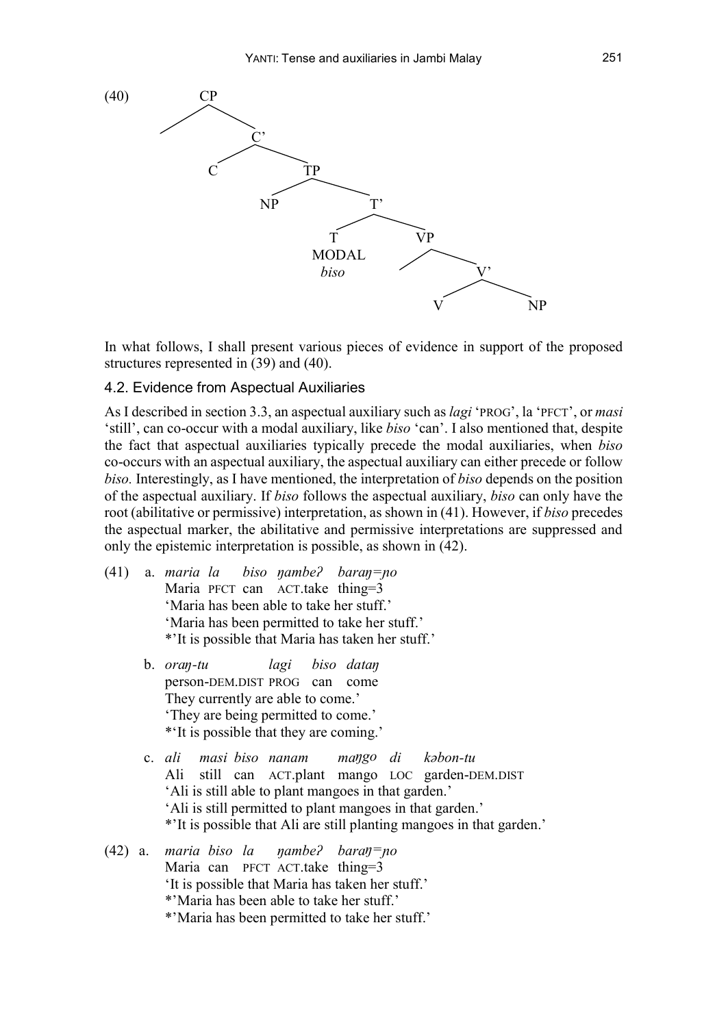(40)

```
CP
├── (spec)
└── C'
    ├── C
    └── TP
        ├── NP
        └── T'
            ├── T
            │   MODAL
            │   biso
            └── VP
                ├── (spec)
                └── V'
                    ├── V
                    └── NP
```

In what follows, I shall present various pieces of evidence in support of the proposed structures represented in (39) and (40).

### 4.2. Evidence from Aspectual Auxiliaries

As I described in section 3.3, an aspectual auxiliary such as *lagi* 'PROG', la 'PFCT', or *masi* 'still', can co-occur with a modal auxiliary, like *biso* 'can'. I also mentioned that, despite the fact that aspectual auxiliaries typically precede the modal auxiliaries, when *biso* co-occurs with an aspectual auxiliary, the aspectual auxiliary can either precede or follow *biso.* Interestingly, as I have mentioned, the interpretation of *biso* depends on the position of the aspectual auxiliary. If *biso* follows the aspectual auxiliary, *biso* can only have the root (abilitative or permissive) interpretation, as shown in (41). However, if *biso* precedes the aspectual marker, the abilitative and permissive interpretations are suppressed and only the epistemic interpretation is possible, as shown in (42).

(41) a. *maria la biso ŋambeʔ baraŋ=ɲo*
Maria PFCT can ACT.take thing=3
'Maria has been able to take her stuff.'
'Maria has been permitted to take her stuff.'
*'It is possible that Maria has taken her stuff.'

b. *oraŋ-tu lagi biso dataŋ*
person-DEM.DIST PROG can come
They currently are able to come.'
'They are being permitted to come.'
*'It is possible that they are coming.'

c. *ali masi biso nanam maŋgo di kəbon-tu*
Ali still can ACT.plant mango LOC garden-DEM.DIST
'Ali is still able to plant mangoes in that garden.'
'Ali is still permitted to plant mangoes in that garden.'
*'It is possible that Ali are still planting mangoes in that garden.'

(42) a. *maria biso la ŋambeʔ baraŋ=ɲo*
Maria can PFCT ACT.take thing=3
'It is possible that Maria has taken her stuff.'
*'Maria has been able to take her stuff.'
*'Maria has been permitted to take her stuff.'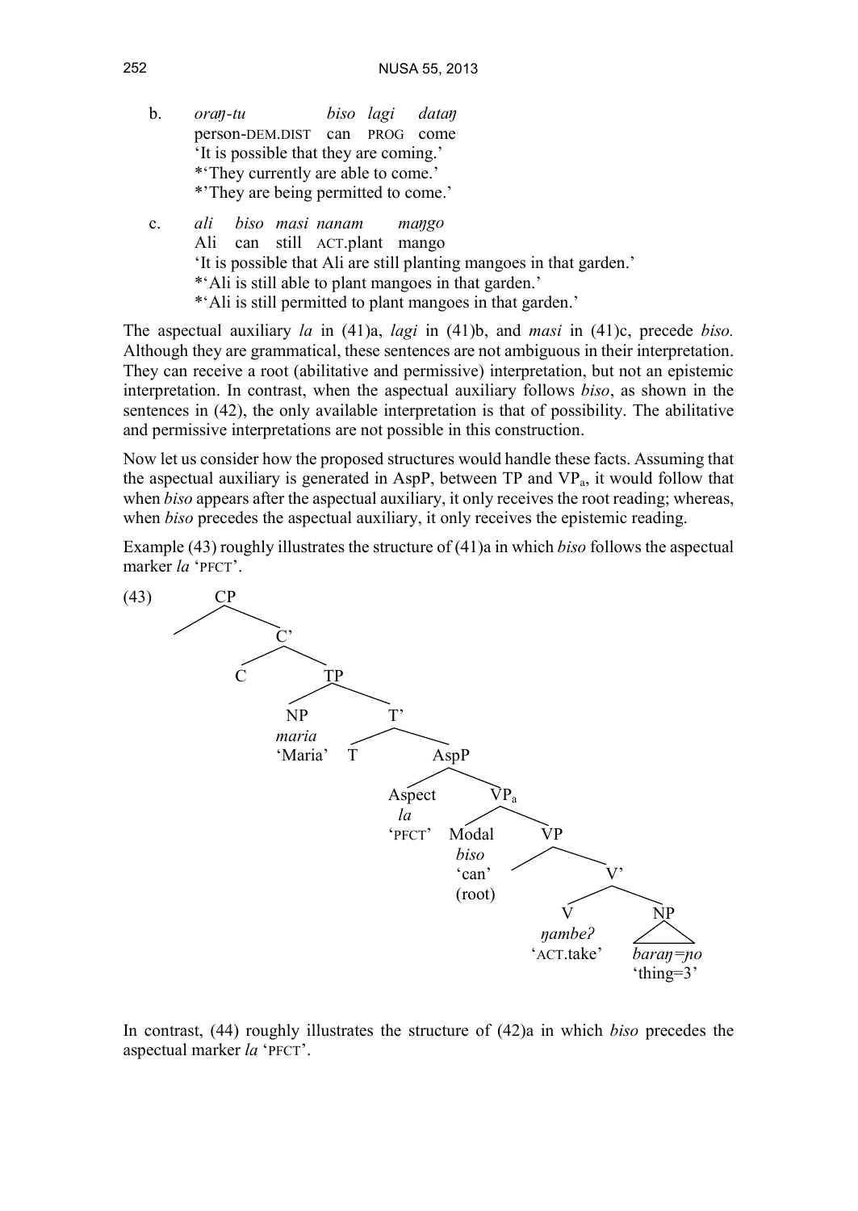b. *oraŋ-tu biso lagi dataŋ*
   person-DEM.DIST can PROG come
   'It is possible that they are coming.'
   *'They currently are able to come.'
   *'They are being permitted to come.'

c. *ali biso masi nanam maŋgo*
   Ali can still ACT.plant mango
   'It is possible that Ali are still planting mangoes in that garden.'
   *'Ali is still able to plant mangoes in that garden.'
   *'Ali is still permitted to plant mangoes in that garden.'

The aspectual auxiliary *la* in (41)a, *lagi* in (41)b, and *masi* in (41)c, precede *biso.* Although they are grammatical, these sentences are not ambiguous in their interpretation. They can receive a root (abilitative and permissive) interpretation, but not an epistemic interpretation. In contrast, when the aspectual auxiliary follows *biso*, as shown in the sentences in (42), the only available interpretation is that of possibility. The abilitative and permissive interpretations are not possible in this construction.

Now let us consider how the proposed structures would handle these facts. Assuming that the aspectual auxiliary is generated in AspP, between TP and $VP_a$, it would follow that when *biso* appears after the aspectual auxiliary, it only receives the root reading; whereas, when *biso* precedes the aspectual auxiliary, it only receives the epistemic reading.

Example (43) roughly illustrates the structure of (41)a in which *biso* follows the aspectual marker *la* 'PFCT'.

(43)

```
[CP [ ] [C' C [TP [NP maria 'Maria'] [T' T [AspP [Aspect la 'PFCT'] [VPa [Modal biso 'can' (root)] [VP [ ] [V' [V ŋambeʔ 'ACT.take'] [NP baraŋ=ɲo 'thing=3']]]]]]]]]
```

In contrast, (44) roughly illustrates the structure of (42)a in which *biso* precedes the aspectual marker *la* 'PFCT'.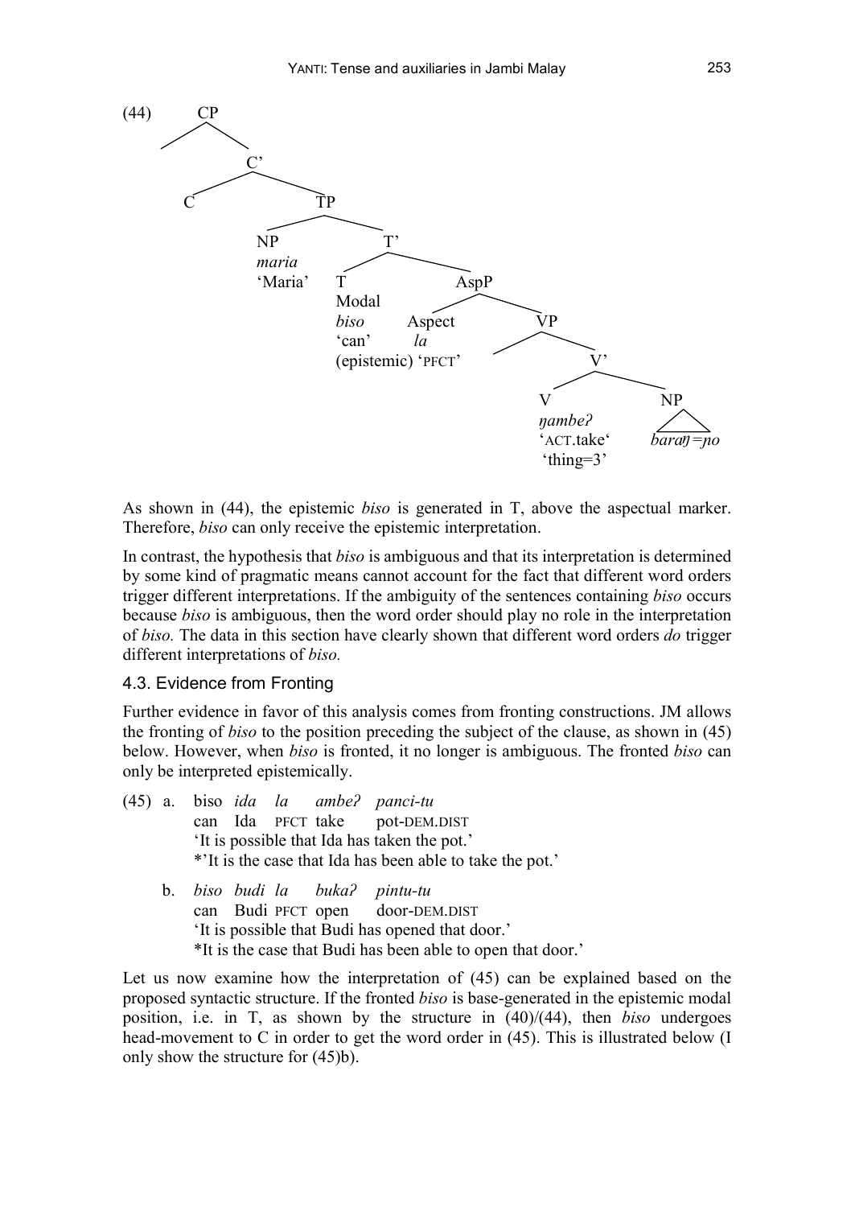(44) [CP [C' C [TP [NP *maria* 'Maria'] [T' [T Modal *biso* 'can' (epistemic)] [AspP [Aspect *la* 'PFCT'] [VP [V' [V *ŋambeʔ* 'ACT.take'] [NP *baraŋ=ɲo* 'thing=3']]]]]]]]

As shown in (44), the epistemic *biso* is generated in T, above the aspectual marker. Therefore, *biso* can only receive the epistemic interpretation.

In contrast, the hypothesis that *biso* is ambiguous and that its interpretation is determined by some kind of pragmatic means cannot account for the fact that different word orders trigger different interpretations. If the ambiguity of the sentences containing *biso* occurs because *biso* is ambiguous, then the word order should play no role in the interpretation of *biso.* The data in this section have clearly shown that different word orders *do* trigger different interpretations of *biso.*

### 4.3. Evidence from Fronting

Further evidence in favor of this analysis comes from fronting constructions. JM allows the fronting of *biso* to the position preceding the subject of the clause, as shown in (45) below. However, when *biso* is fronted, it no longer is ambiguous. The fronted *biso* can only be interpreted epistemically.

(45) a. biso *ida la ambeʔ panci-tu*
can Ida PFCT take pot-DEM.DIST
'It is possible that Ida has taken the pot.'
*'It is the case that Ida has been able to take the pot.'

b. *biso budi la bukaʔ pintu-tu*
can Budi PFCT open door-DEM.DIST
'It is possible that Budi has opened that door.'
*It is the case that Budi has been able to open that door.'

Let us now examine how the interpretation of (45) can be explained based on the proposed syntactic structure. If the fronted *biso* is base-generated in the epistemic modal position, i.e. in T, as shown by the structure in (40)/(44), then *biso* undergoes head-movement to C in order to get the word order in (45). This is illustrated below (I only show the structure for (45)b).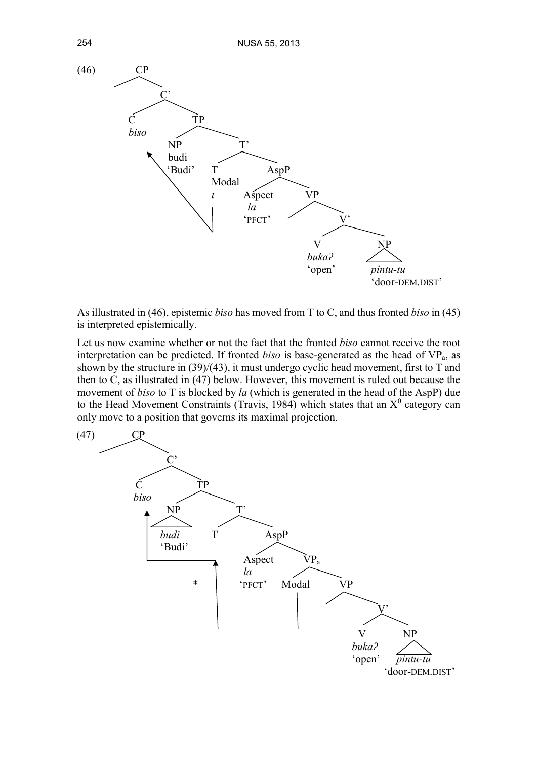(46)

```
CP
  C'
    C  biso
    TP
      NP  budi 'Budi'
      T'
        T  Modal  t
        AspP
          Aspect  la  'PFCT'
          VP
            V'
              V  buka? 'open'
              NP  pintu-tu 'door-DEM.DIST'
```

As illustrated in (46), epistemic *biso* has moved from T to C, and thus fronted *biso* in (45) is interpreted epistemically.

Let us now examine whether or not the fact that the fronted *biso* cannot receive the root interpretation can be predicted. If fronted *biso* is base-generated as the head of $VP_a$, as shown by the structure in (39)/(43), it must undergo cyclic head movement, first to T and then to C, as illustrated in (47) below. However, this movement is ruled out because the movement of *biso* to T is blocked by *la* (which is generated in the head of the AspP) due to the Head Movement Constraints (Travis, 1984) which states that an $X^0$ category can only move to a position that governs its maximal projection.

(47)

```
CP
  C'
    C  biso
    TP
      NP  budi 'Budi'
      T'
        T
        AspP
          Aspect  la  'PFCT'
          VP_a
            Modal
            VP
              V'
                V  buka? 'open'
                NP  pintu-tu 'door-DEM.DIST'

* (Modal → T → C movement blocked)
```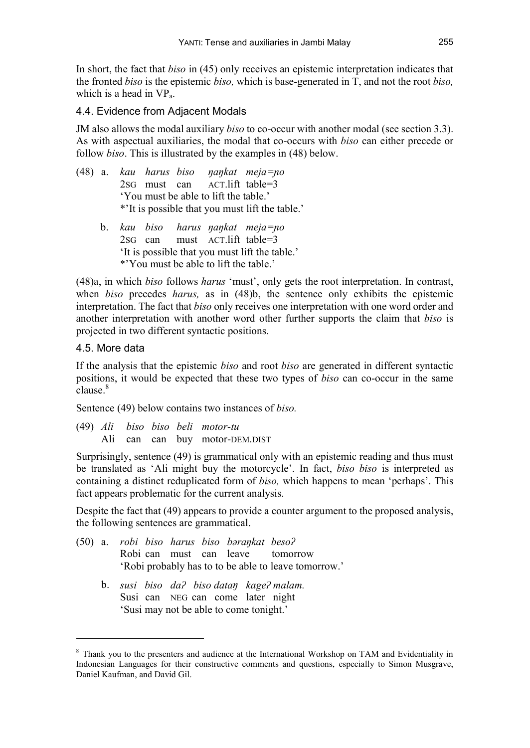In short, the fact that *biso* in (45) only receives an epistemic interpretation indicates that the fronted *biso* is the epistemic *biso,* which is base-generated in T, and not the root *biso,* which is a head in $VP_a$.

### 4.4. Evidence from Adjacent Modals

JM also allows the modal auxiliary *biso* to co-occur with another modal (see section 3.3). As with aspectual auxiliaries, the modal that co-occurs with *biso* can either precede or follow *biso*. This is illustrated by the examples in (48) below.

(48) a. *kau harus biso ŋaŋkat meja=ɲo*
2SG must can ACT.lift table=3
'You must be able to lift the table.'
*'It is possible that you must lift the table.'

b. *kau biso harus ŋaŋkat meja=ɲo*
2SG can must ACT.lift table=3
'It is possible that you must lift the table.'
*'You must be able to lift the table.'

(48)a, in which *biso* follows *harus* 'must', only gets the root interpretation. In contrast, when *biso* precedes *harus,* as in (48)b, the sentence only exhibits the epistemic interpretation. The fact that *biso* only receives one interpretation with one word order and another interpretation with another word other further supports the claim that *biso* is projected in two different syntactic positions.

### 4.5. More data

If the analysis that the epistemic *biso* and root *biso* are generated in different syntactic positions, it would be expected that these two types of *biso* can co-occur in the same clause.[8]

Sentence (49) below contains two instances of *biso.*

(49) *Ali biso biso beli motor-tu*
Ali can can buy motor-DEM.DIST

Surprisingly, sentence (49) is grammatical only with an epistemic reading and thus must be translated as 'Ali might buy the motorcycle'. In fact, *biso biso* is interpreted as containing a distinct reduplicated form of *biso,* which happens to mean 'perhaps'. This fact appears problematic for the current analysis.

Despite the fact that (49) appears to provide a counter argument to the proposed analysis, the following sentences are grammatical.

(50) a. *robi biso harus biso bəraŋkat besoʔ*
Robi can must can leave tomorrow
'Robi probably has to to be able to leave tomorrow.'

b. *susi biso daʔ biso dataŋ kageʔ malam.*
Susi can NEG can come later night
'Susi may not be able to come tonight.'

---

[8] Thank you to the presenters and audience at the International Workshop on TAM and Evidentiality in Indonesian Languages for their constructive comments and questions, especially to Simon Musgrave, Daniel Kaufman, and David Gil.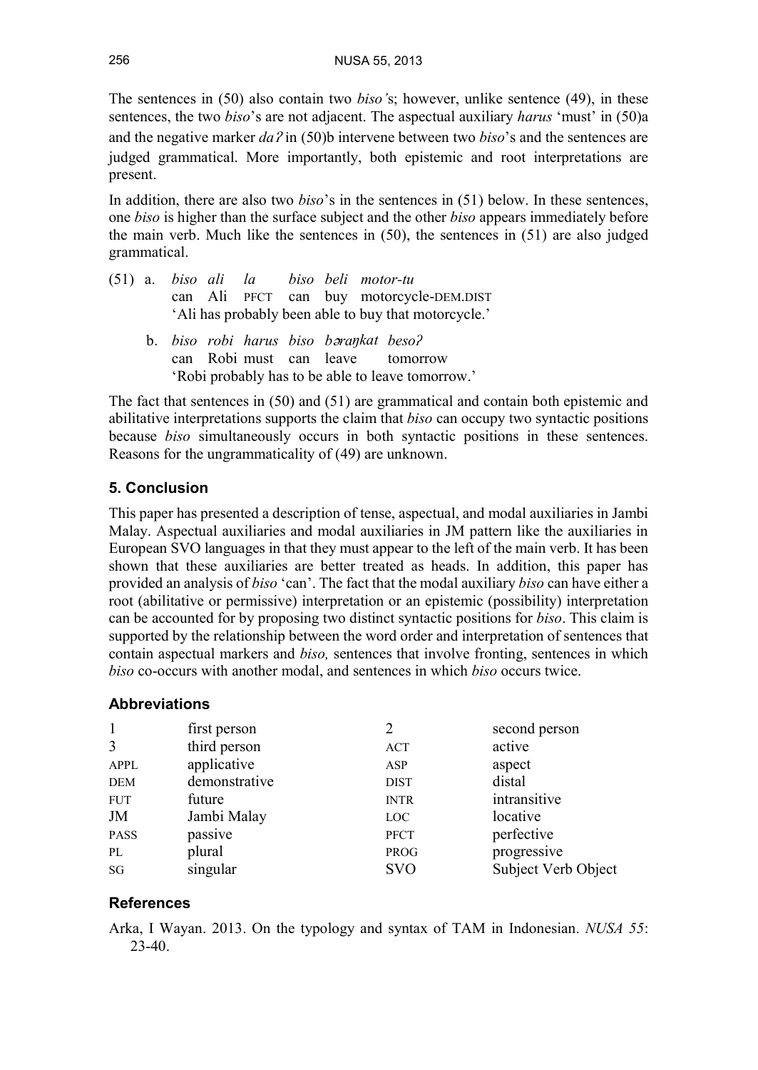The sentences in (50) also contain two *biso'*s; however, unlike sentence (49), in these sentences, the two *biso*'s are not adjacent. The aspectual auxiliary *harus* 'must' in (50)a and the negative marker *daʔ* in (50)b intervene between two *biso*'s and the sentences are judged grammatical. More importantly, both epistemic and root interpretations are present.

In addition, there are also two *biso*'s in the sentences in (51) below. In these sentences, one *biso* is higher than the surface subject and the other *biso* appears immediately before the main verb. Much like the sentences in (50), the sentences in (51) are also judged grammatical.

(51) a. *biso ali la biso beli motor-tu*
can Ali PFCT can buy motorcycle-DEM.DIST
'Ali has probably been able to buy that motorcycle.'

b. *biso robi harus biso bəraŋkat besoʔ*
can Robi must can leave tomorrow
'Robi probably has to be able to leave tomorrow.'

The fact that sentences in (50) and (51) are grammatical and contain both epistemic and abilitative interpretations supports the claim that *biso* can occupy two syntactic positions because *biso* simultaneously occurs in both syntactic positions in these sentences. Reasons for the ungrammaticality of (49) are unknown.

## 5. Conclusion

This paper has presented a description of tense, aspectual, and modal auxiliaries in Jambi Malay. Aspectual auxiliaries and modal auxiliaries in JM pattern like the auxiliaries in European SVO languages in that they must appear to the left of the main verb. It has been shown that these auxiliaries are better treated as heads. In addition, this paper has provided an analysis of *biso* 'can'. The fact that the modal auxiliary *biso* can have either a root (abilitative or permissive) interpretation or an epistemic (possibility) interpretation can be accounted for by proposing two distinct syntactic positions for *biso*. This claim is supported by the relationship between the word order and interpretation of sentences that contain aspectual markers and *biso,* sentences that involve fronting, sentences in which *biso* co-occurs with another modal, and sentences in which *biso* occurs twice.

### Abbreviations

| | | | |
|---|---|---|---|
| 1 | first person | 2 | second person |
| 3 | third person | ACT | active |
| APPL | applicative | ASP | aspect |
| DEM | demonstrative | DIST | distal |
| FUT | future | INTR | intransitive |
| JM | Jambi Malay | LOC | locative |
| PASS | passive | PFCT | perfective |
| PL | plural | PROG | progressive |
| SG | singular | SVO | Subject Verb Object |

### References

Arka, I Wayan. 2013. On the typology and syntax of TAM in Indonesian. *NUSA 55*: 23-40.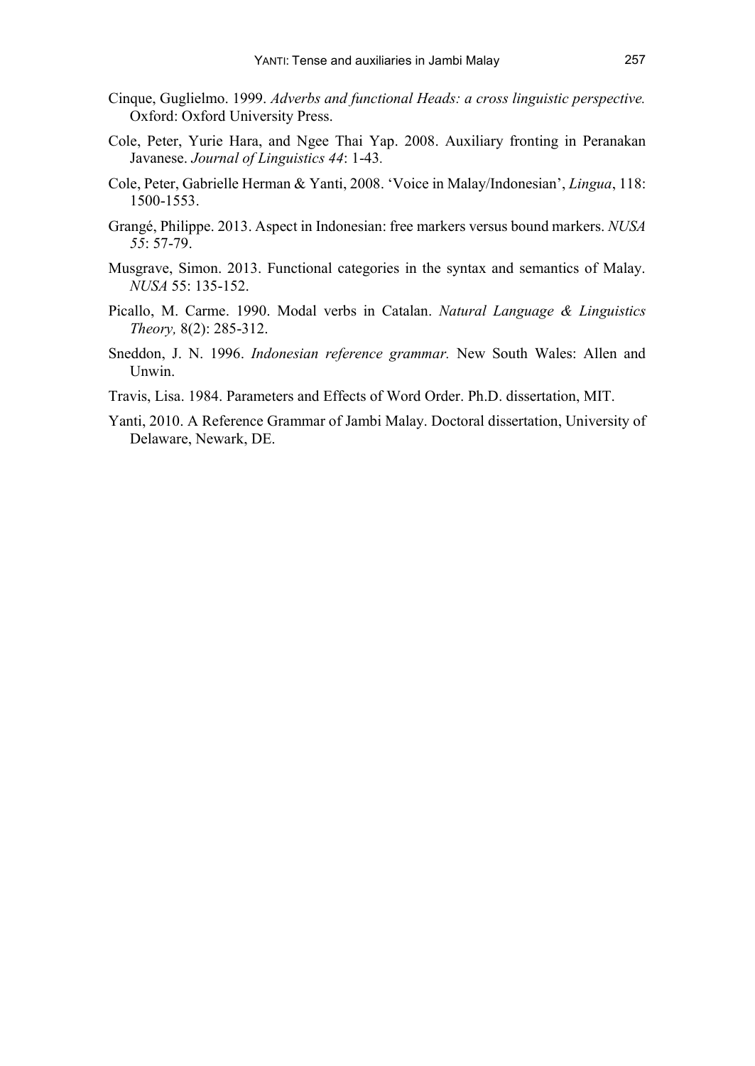Cinque, Guglielmo. 1999. *Adverbs and functional Heads: a cross linguistic perspective.* Oxford: Oxford University Press.

Cole, Peter, Yurie Hara, and Ngee Thai Yap. 2008. Auxiliary fronting in Peranakan Javanese. *Journal of Linguistics 44*: 1-43.

Cole, Peter, Gabrielle Herman & Yanti, 2008. 'Voice in Malay/Indonesian', *Lingua*, 118: 1500-1553.

Grangé, Philippe. 2013. Aspect in Indonesian: free markers versus bound markers. *NUSA 55*: 57-79.

Musgrave, Simon. 2013. Functional categories in the syntax and semantics of Malay. *NUSA* 55: 135-152.

Picallo, M. Carme. 1990. Modal verbs in Catalan. *Natural Language & Linguistics Theory,* 8(2): 285-312.

Sneddon, J. N. 1996. *Indonesian reference grammar.* New South Wales: Allen and Unwin.

Travis, Lisa. 1984. Parameters and Effects of Word Order. Ph.D. dissertation, MIT.

Yanti, 2010. A Reference Grammar of Jambi Malay. Doctoral dissertation, University of Delaware, Newark, DE.